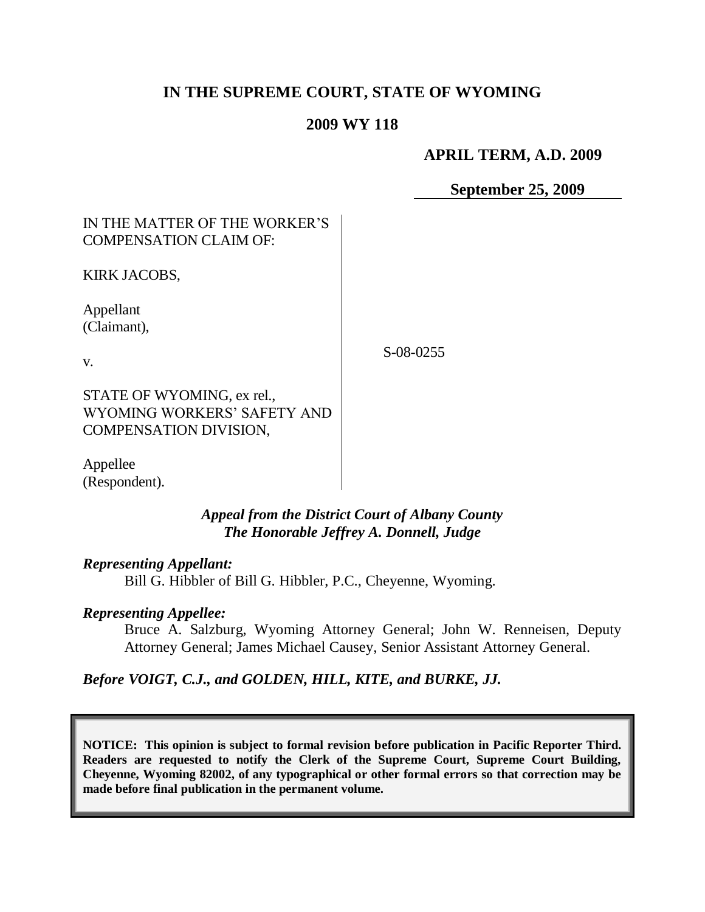# IN THE SUPREME COURT, STATE OF WYOMING

**2009 WY 118**

**APRIL TERM, A.D. 2009**

**September 25, 2009**

IN THE MATTER OF THE WORKER'S COMPENSATION CLAIM OF:

KIRK JACOBS,

Appellant (Claimant),

v.

STATE OF WYOMING, ex rel., WYOMING WORKERS' SAFETY AND COMPENSATION DIVISION,

Appellee (Respondent).

S-08-0255

***Appeal from the District Court of Albany County***
***The Honorable Jeffrey A. Donnell, Judge***

***Representing Appellant:***

Bill G. Hibbler of Bill G. Hibbler, P.C., Cheyenne, Wyoming.

***Representing Appellee:***

Bruce A. Salzburg, Wyoming Attorney General; John W. Renneisen, Deputy Attorney General; James Michael Causey, Senior Assistant Attorney General.

***Before VOIGT, C.J., and GOLDEN, HILL, KITE, and BURKE, JJ.***

**NOTICE: This opinion is subject to formal revision before publication in Pacific Reporter Third. Readers are requested to notify the Clerk of the Supreme Court, Supreme Court Building, Cheyenne, Wyoming 82002, of any typographical or other formal errors so that correction may be made before final publication in the permanent volume.**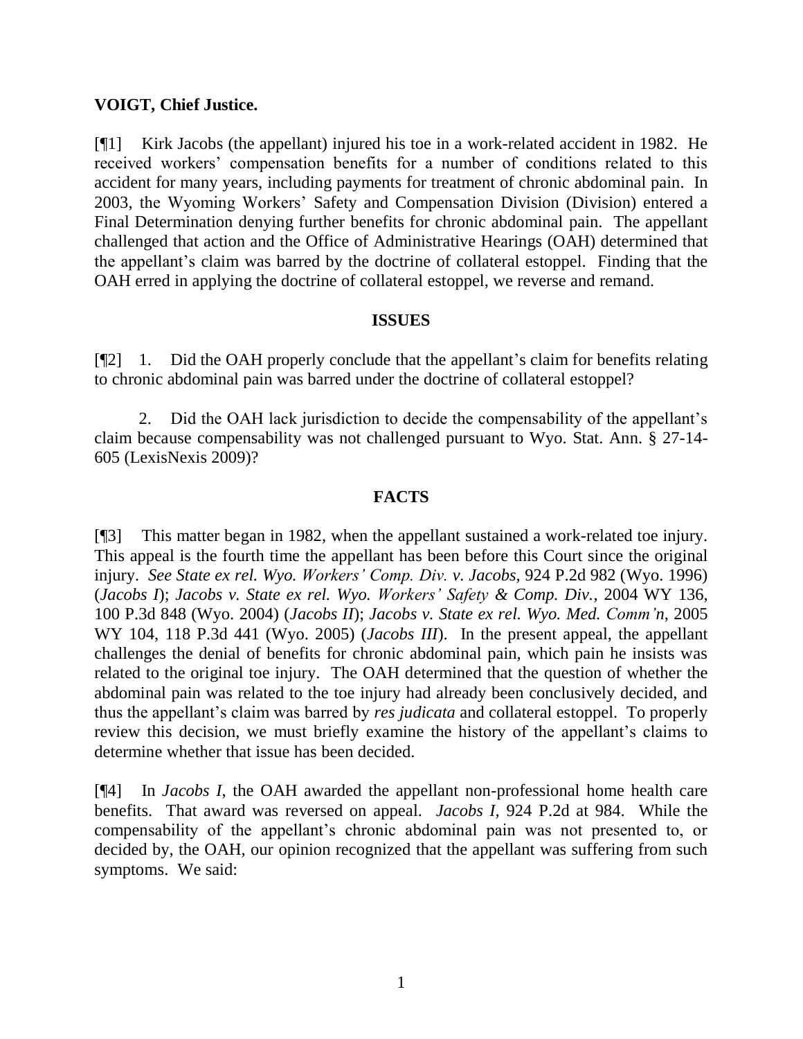**VOIGT, Chief Justice.**

[¶1] Kirk Jacobs (the appellant) injured his toe in a work-related accident in 1982. He received workers' compensation benefits for a number of conditions related to this accident for many years, including payments for treatment of chronic abdominal pain. In 2003, the Wyoming Workers' Safety and Compensation Division (Division) entered a Final Determination denying further benefits for chronic abdominal pain. The appellant challenged that action and the Office of Administrative Hearings (OAH) determined that the appellant's claim was barred by the doctrine of collateral estoppel. Finding that the OAH erred in applying the doctrine of collateral estoppel, we reverse and remand.

**ISSUES**

[¶2] 1. Did the OAH properly conclude that the appellant's claim for benefits relating to chronic abdominal pain was barred under the doctrine of collateral estoppel?

2. Did the OAH lack jurisdiction to decide the compensability of the appellant's claim because compensability was not challenged pursuant to Wyo. Stat. Ann. § 27-14-605 (LexisNexis 2009)?

**FACTS**

[¶3] This matter began in 1982, when the appellant sustained a work-related toe injury. This appeal is the fourth time the appellant has been before this Court since the original injury. *See State ex rel. Wyo. Workers' Comp. Div. v. Jacobs*, 924 P.2d 982 (Wyo. 1996) (*Jacobs I*); *Jacobs v. State ex rel. Wyo. Workers' Safety & Comp. Div.*, 2004 WY 136, 100 P.3d 848 (Wyo. 2004) (*Jacobs II*); *Jacobs v. State ex rel. Wyo. Med. Comm'n*, 2005 WY 104, 118 P.3d 441 (Wyo. 2005) (*Jacobs III*). In the present appeal, the appellant challenges the denial of benefits for chronic abdominal pain, which pain he insists was related to the original toe injury. The OAH determined that the question of whether the abdominal pain was related to the toe injury had already been conclusively decided, and thus the appellant's claim was barred by *res judicata* and collateral estoppel. To properly review this decision, we must briefly examine the history of the appellant's claims to determine whether that issue has been decided.

[¶4] In *Jacobs I*, the OAH awarded the appellant non-professional home health care benefits. That award was reversed on appeal. *Jacobs I*, 924 P.2d at 984. While the compensability of the appellant's chronic abdominal pain was not presented to, or decided by, the OAH, our opinion recognized that the appellant was suffering from such symptoms. We said: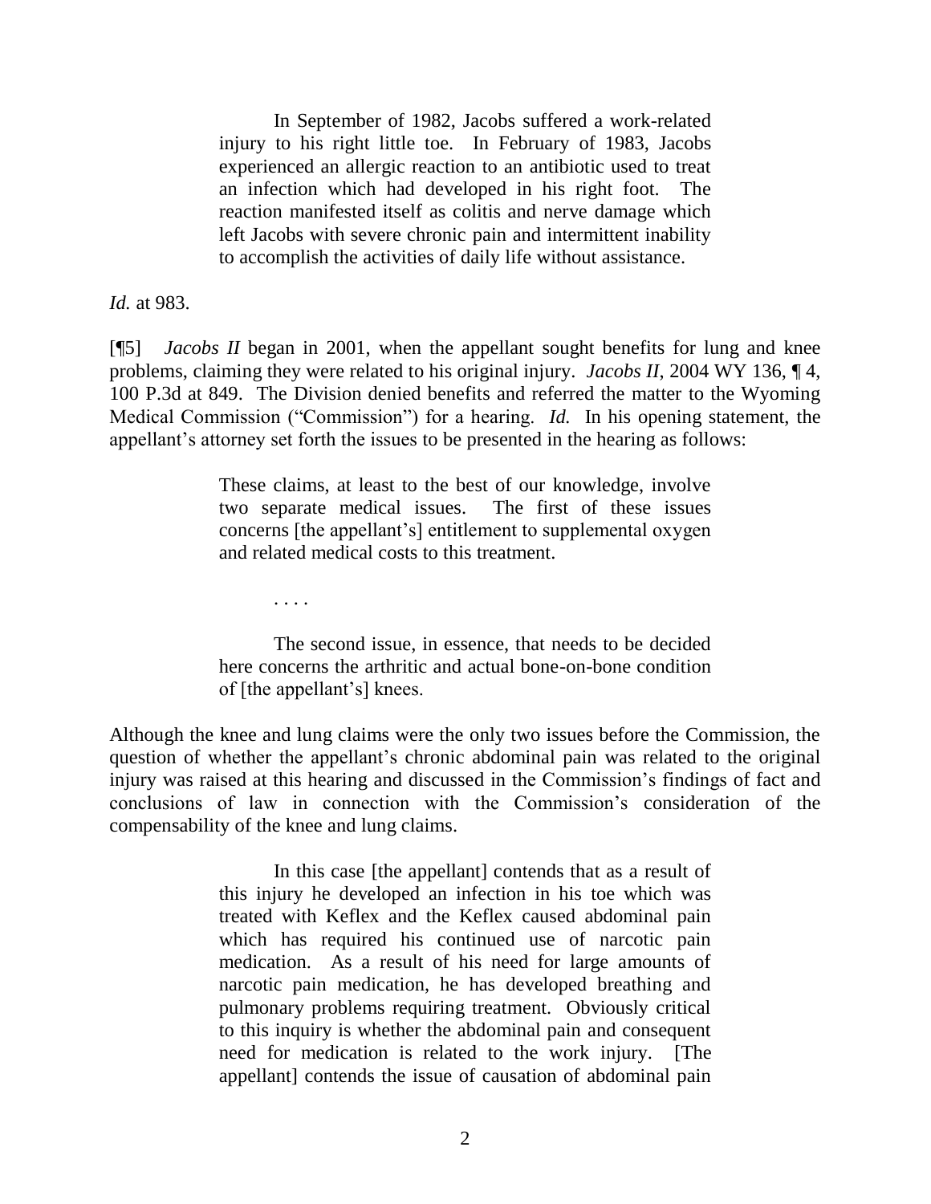> In September of 1982, Jacobs suffered a work-related injury to his right little toe. In February of 1983, Jacobs experienced an allergic reaction to an antibiotic used to treat an infection which had developed in his right foot. The reaction manifested itself as colitis and nerve damage which left Jacobs with severe chronic pain and intermittent inability to accomplish the activities of daily life without assistance.

*Id.* at 983.

[¶5] *Jacobs II* began in 2001, when the appellant sought benefits for lung and knee problems, claiming they were related to his original injury. *Jacobs II*, 2004 WY 136, ¶ 4, 100 P.3d at 849. The Division denied benefits and referred the matter to the Wyoming Medical Commission ("Commission") for a hearing. *Id.* In his opening statement, the appellant's attorney set forth the issues to be presented in the hearing as follows:

> These claims, at least to the best of our knowledge, involve two separate medical issues. The first of these issues concerns [the appellant's] entitlement to supplemental oxygen and related medical costs to this treatment.
>
> . . . .
>
> The second issue, in essence, that needs to be decided here concerns the arthritic and actual bone-on-bone condition of [the appellant's] knees.

Although the knee and lung claims were the only two issues before the Commission, the question of whether the appellant's chronic abdominal pain was related to the original injury was raised at this hearing and discussed in the Commission's findings of fact and conclusions of law in connection with the Commission's consideration of the compensability of the knee and lung claims.

> In this case [the appellant] contends that as a result of this injury he developed an infection in his toe which was treated with Keflex and the Keflex caused abdominal pain which has required his continued use of narcotic pain medication. As a result of his need for large amounts of narcotic pain medication, he has developed breathing and pulmonary problems requiring treatment. Obviously critical to this inquiry is whether the abdominal pain and consequent need for medication is related to the work injury. [The appellant] contends the issue of causation of abdominal pain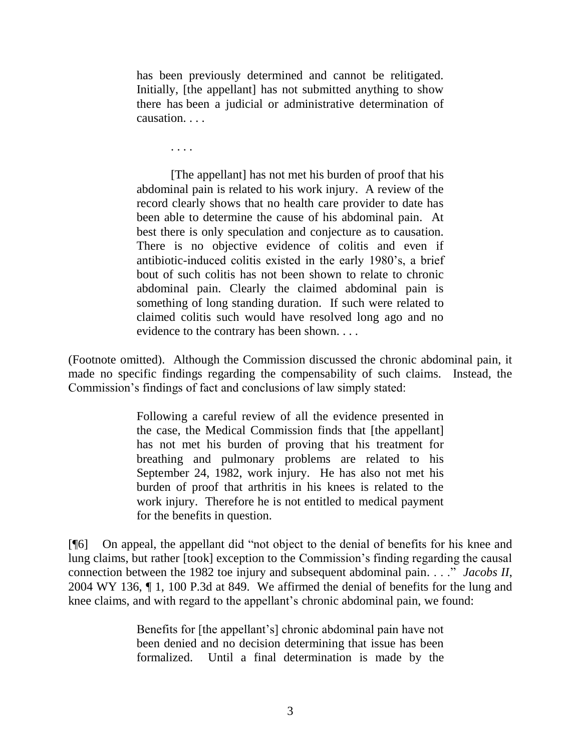> has been previously determined and cannot be relitigated. Initially, [the appellant] has not submitted anything to show there has been a judicial or administrative determination of causation. . . .
>
> . . . .
>
> [The appellant] has not met his burden of proof that his abdominal pain is related to his work injury. A review of the record clearly shows that no health care provider to date has been able to determine the cause of his abdominal pain. At best there is only speculation and conjecture as to causation. There is no objective evidence of colitis and even if antibiotic-induced colitis existed in the early 1980's, a brief bout of such colitis has not been shown to relate to chronic abdominal pain. Clearly the claimed abdominal pain is something of long standing duration. If such were related to claimed colitis such would have resolved long ago and no evidence to the contrary has been shown. . . .

(Footnote omitted). Although the Commission discussed the chronic abdominal pain, it made no specific findings regarding the compensability of such claims. Instead, the Commission's findings of fact and conclusions of law simply stated:

> Following a careful review of all the evidence presented in the case, the Medical Commission finds that [the appellant] has not met his burden of proving that his treatment for breathing and pulmonary problems are related to his September 24, 1982, work injury. He has also not met his burden of proof that arthritis in his knees is related to the work injury. Therefore he is not entitled to medical payment for the benefits in question.

[¶6] On appeal, the appellant did "not object to the denial of benefits for his knee and lung claims, but rather [took] exception to the Commission's finding regarding the causal connection between the 1982 toe injury and subsequent abdominal pain. . . ." *Jacobs II*, 2004 WY 136, ¶ 1, 100 P.3d at 849. We affirmed the denial of benefits for the lung and knee claims, and with regard to the appellant's chronic abdominal pain, we found:

> Benefits for [the appellant's] chronic abdominal pain have not been denied and no decision determining that issue has been formalized. Until a final determination is made by the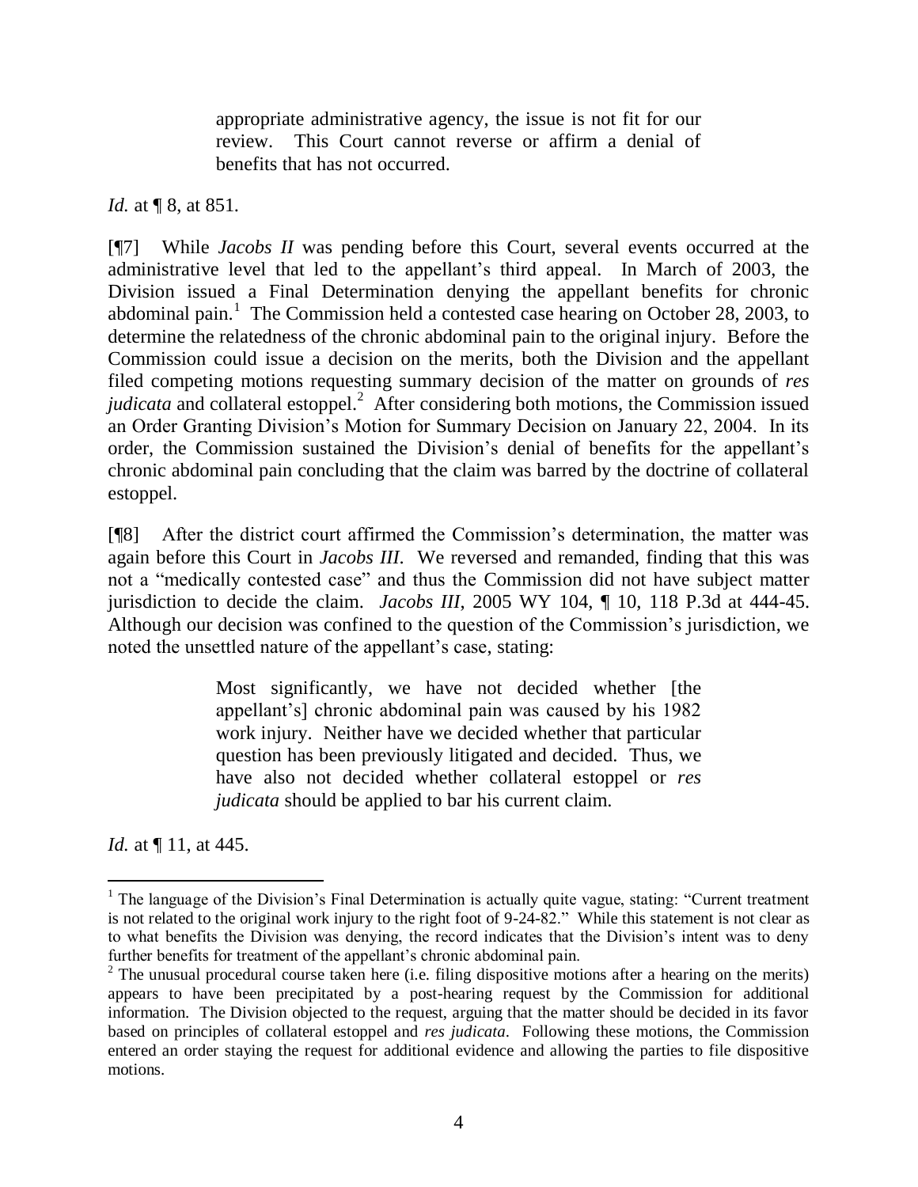> appropriate administrative agency, the issue is not fit for our review. This Court cannot reverse or affirm a denial of benefits that has not occurred.

*Id.* at ¶ 8, at 851.

[¶7] While *Jacobs II* was pending before this Court, several events occurred at the administrative level that led to the appellant's third appeal. In March of 2003, the Division issued a Final Determination denying the appellant benefits for chronic abdominal pain.[1] The Commission held a contested case hearing on October 28, 2003, to determine the relatedness of the chronic abdominal pain to the original injury. Before the Commission could issue a decision on the merits, both the Division and the appellant filed competing motions requesting summary decision of the matter on grounds of *res judicata* and collateral estoppel.[2] After considering both motions, the Commission issued an Order Granting Division's Motion for Summary Decision on January 22, 2004. In its order, the Commission sustained the Division's denial of benefits for the appellant's chronic abdominal pain concluding that the claim was barred by the doctrine of collateral estoppel.

[¶8] After the district court affirmed the Commission's determination, the matter was again before this Court in *Jacobs III*. We reversed and remanded, finding that this was not a "medically contested case" and thus the Commission did not have subject matter jurisdiction to decide the claim. *Jacobs III*, 2005 WY 104, ¶ 10, 118 P.3d at 444-45. Although our decision was confined to the question of the Commission's jurisdiction, we noted the unsettled nature of the appellant's case, stating:

> Most significantly, we have not decided whether [the appellant's] chronic abdominal pain was caused by his 1982 work injury. Neither have we decided whether that particular question has been previously litigated and decided. Thus, we have also not decided whether collateral estoppel or *res judicata* should be applied to bar his current claim.

*Id.* at ¶ 11, at 445.

---

[1] The language of the Division's Final Determination is actually quite vague, stating: "Current treatment is not related to the original work injury to the right foot of 9-24-82." While this statement is not clear as to what benefits the Division was denying, the record indicates that the Division's intent was to deny further benefits for treatment of the appellant's chronic abdominal pain.

[2] The unusual procedural course taken here (i.e. filing dispositive motions after a hearing on the merits) appears to have been precipitated by a post-hearing request by the Commission for additional information. The Division objected to the request, arguing that the matter should be decided in its favor based on principles of collateral estoppel and *res judicata*. Following these motions, the Commission entered an order staying the request for additional evidence and allowing the parties to file dispositive motions.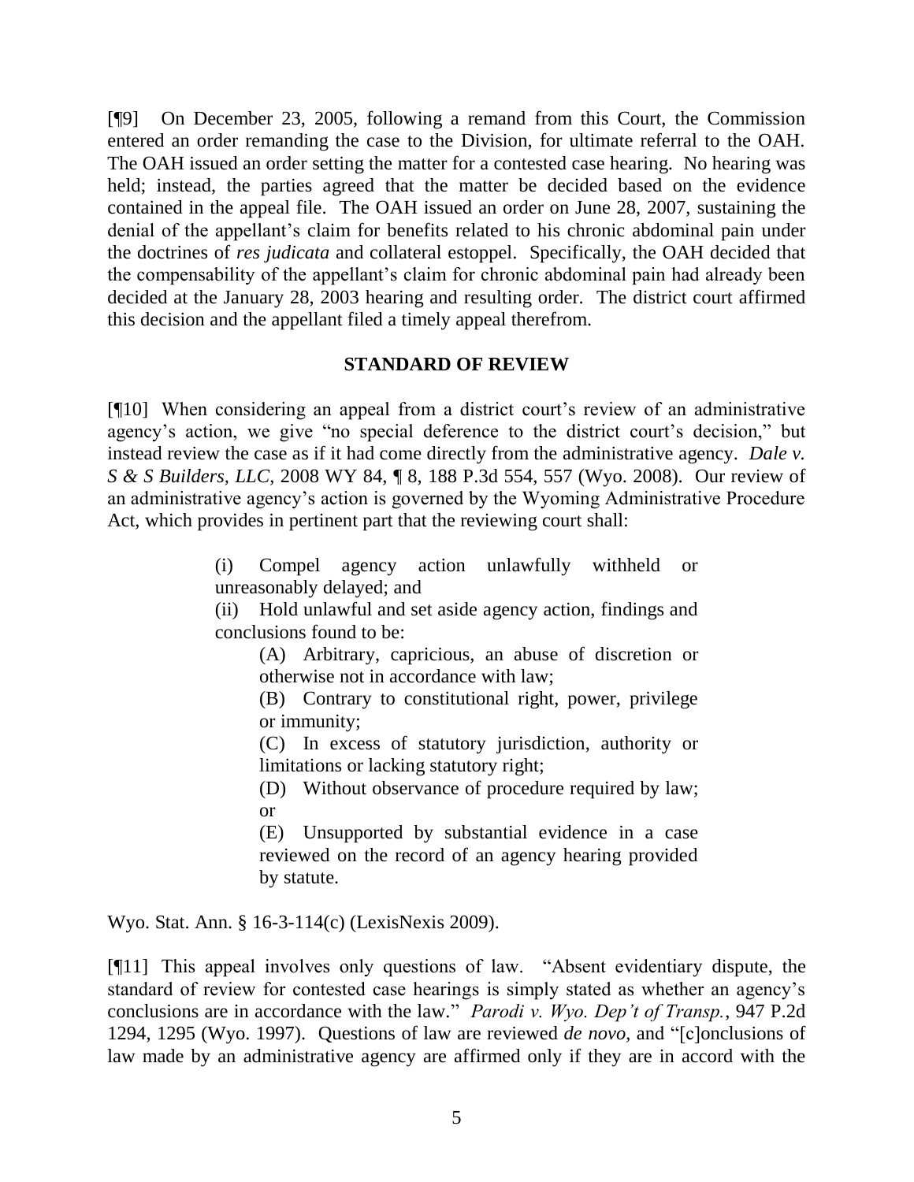[¶9] On December 23, 2005, following a remand from this Court, the Commission entered an order remanding the case to the Division, for ultimate referral to the OAH. The OAH issued an order setting the matter for a contested case hearing. No hearing was held; instead, the parties agreed that the matter be decided based on the evidence contained in the appeal file. The OAH issued an order on June 28, 2007, sustaining the denial of the appellant's claim for benefits related to his chronic abdominal pain under the doctrines of *res judicata* and collateral estoppel. Specifically, the OAH decided that the compensability of the appellant's claim for chronic abdominal pain had already been decided at the January 28, 2003 hearing and resulting order. The district court affirmed this decision and the appellant filed a timely appeal therefrom.

## STANDARD OF REVIEW

[¶10] When considering an appeal from a district court's review of an administrative agency's action, we give "no special deference to the district court's decision," but instead review the case as if it had come directly from the administrative agency. *Dale v. S & S Builders, LLC*, 2008 WY 84, ¶ 8, 188 P.3d 554, 557 (Wyo. 2008). Our review of an administrative agency's action is governed by the Wyoming Administrative Procedure Act, which provides in pertinent part that the reviewing court shall:

> (i) Compel agency action unlawfully withheld or unreasonably delayed; and
>
> (ii) Hold unlawful and set aside agency action, findings and conclusions found to be:
>
> > (A) Arbitrary, capricious, an abuse of discretion or otherwise not in accordance with law;
> >
> > (B) Contrary to constitutional right, power, privilege or immunity;
> >
> > (C) In excess of statutory jurisdiction, authority or limitations or lacking statutory right;
> >
> > (D) Without observance of procedure required by law; or
> >
> > (E) Unsupported by substantial evidence in a case reviewed on the record of an agency hearing provided by statute.

Wyo. Stat. Ann. § 16-3-114(c) (LexisNexis 2009).

[¶11] This appeal involves only questions of law. "Absent evidentiary dispute, the standard of review for contested case hearings is simply stated as whether an agency's conclusions are in accordance with the law." *Parodi v. Wyo. Dep't of Transp.*, 947 P.2d 1294, 1295 (Wyo. 1997). Questions of law are reviewed *de novo*, and "[c]onclusions of law made by an administrative agency are affirmed only if they are in accord with the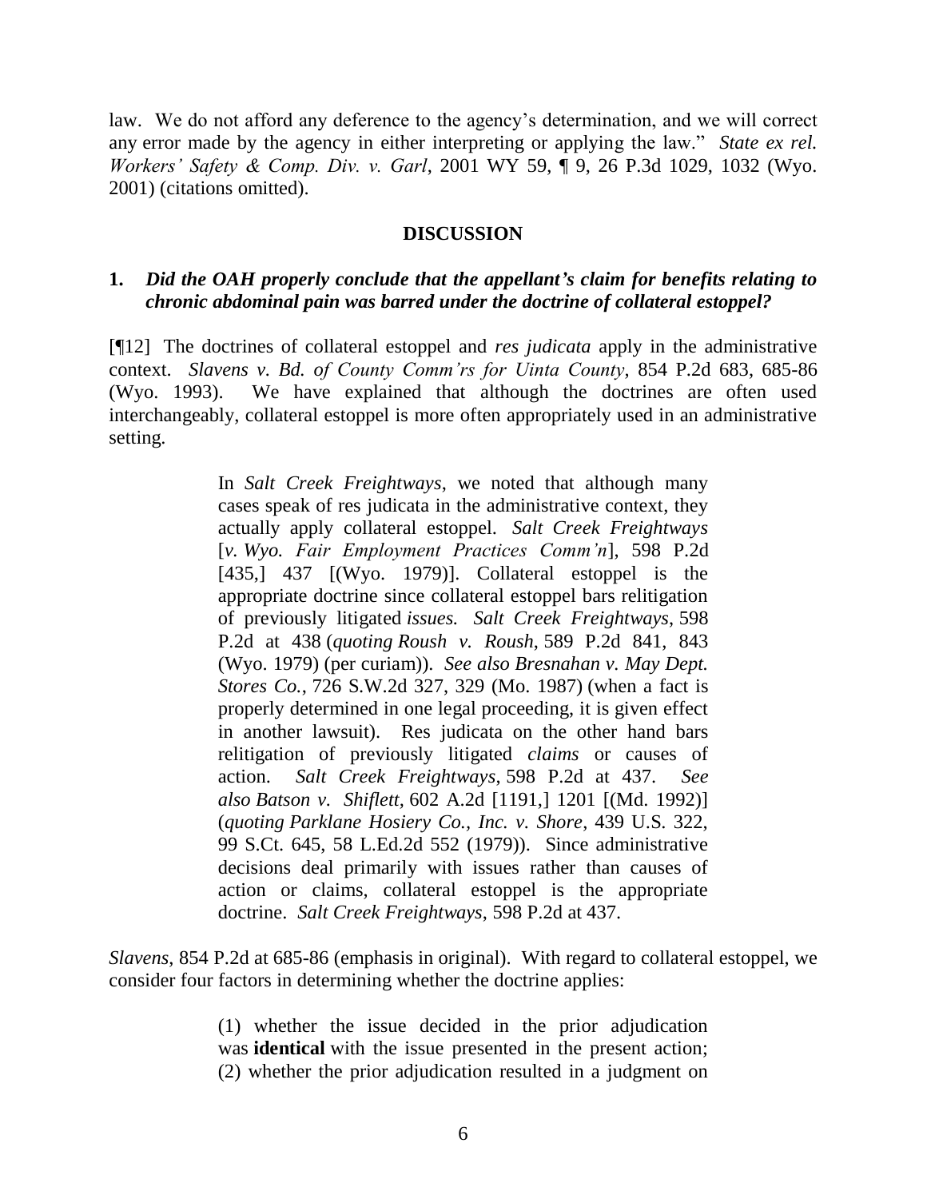law. We do not afford any deference to the agency's determination, and we will correct any error made by the agency in either interpreting or applying the law." *State ex rel. Workers' Safety & Comp. Div. v. Garl*, 2001 WY 59, ¶ 9, 26 P.3d 1029, 1032 (Wyo. 2001) (citations omitted).

## DISCUSSION

### 1. *Did the OAH properly conclude that the appellant's claim for benefits relating to chronic abdominal pain was barred under the doctrine of collateral estoppel?*

[¶12] The doctrines of collateral estoppel and *res judicata* apply in the administrative context. *Slavens v. Bd. of County Comm'rs for Uinta County*, 854 P.2d 683, 685-86 (Wyo. 1993). We have explained that although the doctrines are often used interchangeably, collateral estoppel is more often appropriately used in an administrative setting.

> In *Salt Creek Freightways*, we noted that although many cases speak of res judicata in the administrative context, they actually apply collateral estoppel. *Salt Creek Freightways* [*v. Wyo. Fair Employment Practices Comm'n*], 598 P.2d [435,] 437 [(Wyo. 1979)]. Collateral estoppel is the appropriate doctrine since collateral estoppel bars relitigation of previously litigated *issues. Salt Creek Freightways*, 598 P.2d at 438 (*quoting Roush v. Roush*, 589 P.2d 841, 843 (Wyo. 1979) (per curiam)). *See also Bresnahan v. May Dept. Stores Co.*, 726 S.W.2d 327, 329 (Mo. 1987) (when a fact is properly determined in one legal proceeding, it is given effect in another lawsuit). Res judicata on the other hand bars relitigation of previously litigated *claims* or causes of action. *Salt Creek Freightways*, 598 P.2d at 437. *See also Batson v. Shiflett*, 602 A.2d [1191,] 1201 [(Md. 1992)] (*quoting Parklane Hosiery Co., Inc. v. Shore*, 439 U.S. 322, 99 S.Ct. 645, 58 L.Ed.2d 552 (1979)). Since administrative decisions deal primarily with issues rather than causes of action or claims, collateral estoppel is the appropriate doctrine. *Salt Creek Freightways*, 598 P.2d at 437.

*Slavens*, 854 P.2d at 685-86 (emphasis in original). With regard to collateral estoppel, we consider four factors in determining whether the doctrine applies:

> (1) whether the issue decided in the prior adjudication was **identical** with the issue presented in the present action; (2) whether the prior adjudication resulted in a judgment on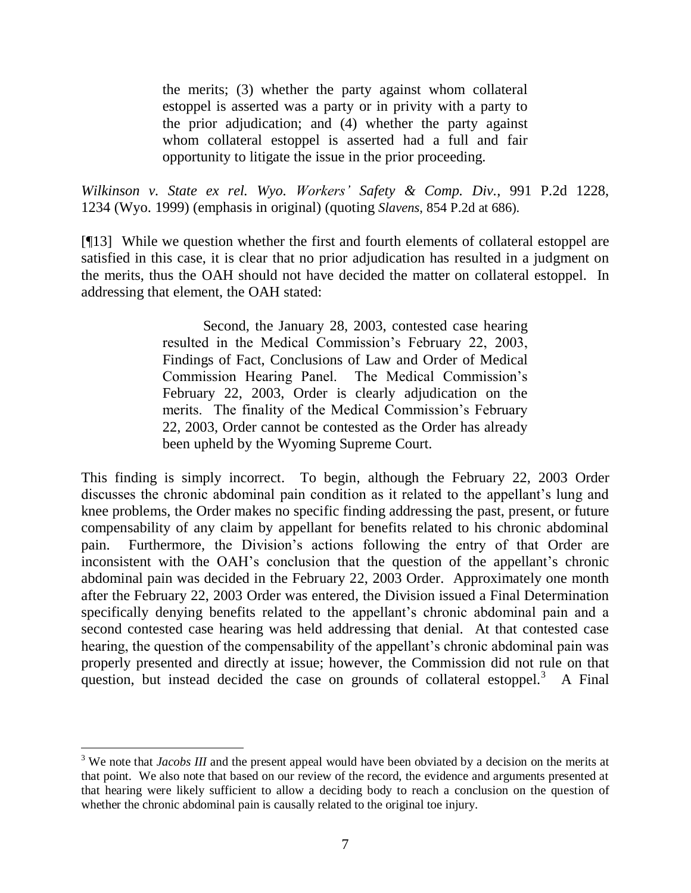> the merits; (3) whether the party against whom collateral estoppel is asserted was a party or in privity with a party to the prior adjudication; and (4) whether the party against whom collateral estoppel is asserted had a full and fair opportunity to litigate the issue in the prior proceeding.

*Wilkinson v. State ex rel. Wyo. Workers' Safety & Comp. Div.*, 991 P.2d 1228, 1234 (Wyo. 1999) (emphasis in original) (quoting *Slavens*, 854 P.2d at 686).

[¶13] While we question whether the first and fourth elements of collateral estoppel are satisfied in this case, it is clear that no prior adjudication has resulted in a judgment on the merits, thus the OAH should not have decided the matter on collateral estoppel. In addressing that element, the OAH stated:

> Second, the January 28, 2003, contested case hearing resulted in the Medical Commission's February 22, 2003, Findings of Fact, Conclusions of Law and Order of Medical Commission Hearing Panel. The Medical Commission's February 22, 2003, Order is clearly adjudication on the merits. The finality of the Medical Commission's February 22, 2003, Order cannot be contested as the Order has already been upheld by the Wyoming Supreme Court.

This finding is simply incorrect. To begin, although the February 22, 2003 Order discusses the chronic abdominal pain condition as it related to the appellant's lung and knee problems, the Order makes no specific finding addressing the past, present, or future compensability of any claim by appellant for benefits related to his chronic abdominal pain. Furthermore, the Division's actions following the entry of that Order are inconsistent with the OAH's conclusion that the question of the appellant's chronic abdominal pain was decided in the February 22, 2003 Order. Approximately one month after the February 22, 2003 Order was entered, the Division issued a Final Determination specifically denying benefits related to the appellant's chronic abdominal pain and a second contested case hearing was held addressing that denial. At that contested case hearing, the question of the compensability of the appellant's chronic abdominal pain was properly presented and directly at issue; however, the Commission did not rule on that question, but instead decided the case on grounds of collateral estoppel.[3] A Final

---

[3] We note that *Jacobs III* and the present appeal would have been obviated by a decision on the merits at that point. We also note that based on our review of the record, the evidence and arguments presented at that hearing were likely sufficient to allow a deciding body to reach a conclusion on the question of whether the chronic abdominal pain is causally related to the original toe injury.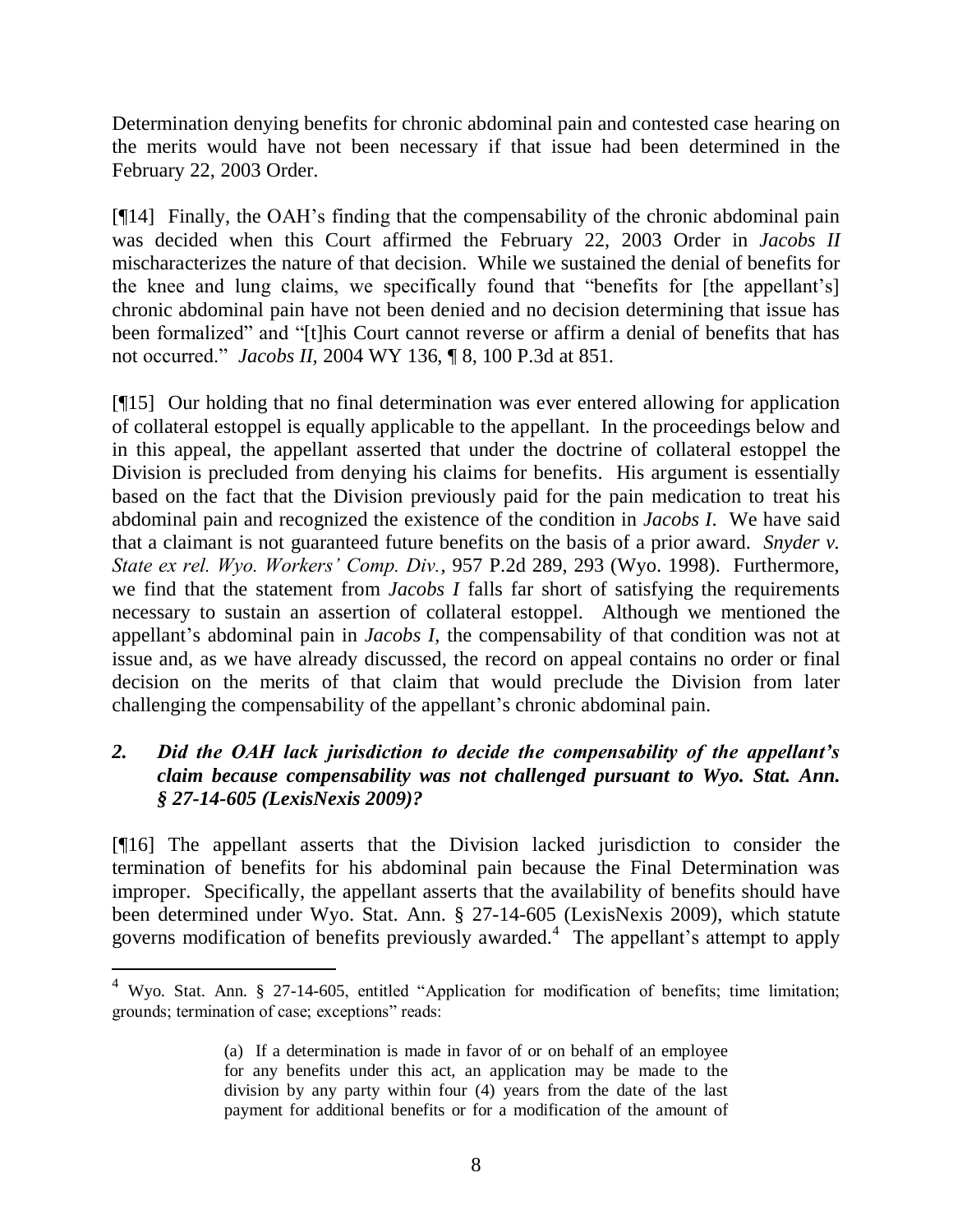Determination denying benefits for chronic abdominal pain and contested case hearing on the merits would have not been necessary if that issue had been determined in the February 22, 2003 Order.

[¶14] Finally, the OAH's finding that the compensability of the chronic abdominal pain was decided when this Court affirmed the February 22, 2003 Order in *Jacobs II* mischaracterizes the nature of that decision. While we sustained the denial of benefits for the knee and lung claims, we specifically found that "benefits for [the appellant's] chronic abdominal pain have not been denied and no decision determining that issue has been formalized" and "[t]his Court cannot reverse or affirm a denial of benefits that has not occurred." *Jacobs II*, 2004 WY 136, ¶ 8, 100 P.3d at 851.

[¶15] Our holding that no final determination was ever entered allowing for application of collateral estoppel is equally applicable to the appellant. In the proceedings below and in this appeal, the appellant asserted that under the doctrine of collateral estoppel the Division is precluded from denying his claims for benefits. His argument is essentially based on the fact that the Division previously paid for the pain medication to treat his abdominal pain and recognized the existence of the condition in *Jacobs I*. We have said that a claimant is not guaranteed future benefits on the basis of a prior award. *Snyder v. State ex rel. Wyo. Workers' Comp. Div.*, 957 P.2d 289, 293 (Wyo. 1998). Furthermore, we find that the statement from *Jacobs I* falls far short of satisfying the requirements necessary to sustain an assertion of collateral estoppel. Although we mentioned the appellant's abdominal pain in *Jacobs I*, the compensability of that condition was not at issue and, as we have already discussed, the record on appeal contains no order or final decision on the merits of that claim that would preclude the Division from later challenging the compensability of the appellant's chronic abdominal pain.

### *2. Did the OAH lack jurisdiction to decide the compensability of the appellant's claim because compensability was not challenged pursuant to Wyo. Stat. Ann. § 27-14-605 (LexisNexis 2009)?*

[¶16] The appellant asserts that the Division lacked jurisdiction to consider the termination of benefits for his abdominal pain because the Final Determination was improper. Specifically, the appellant asserts that the availability of benefits should have been determined under Wyo. Stat. Ann. § 27-14-605 (LexisNexis 2009), which statute governs modification of benefits previously awarded.[4] The appellant's attempt to apply

---

[4] Wyo. Stat. Ann. § 27-14-605, entitled "Application for modification of benefits; time limitation; grounds; termination of case; exceptions" reads:

> (a) If a determination is made in favor of or on behalf of an employee for any benefits under this act, an application may be made to the division by any party within four (4) years from the date of the last payment for additional benefits or for a modification of the amount of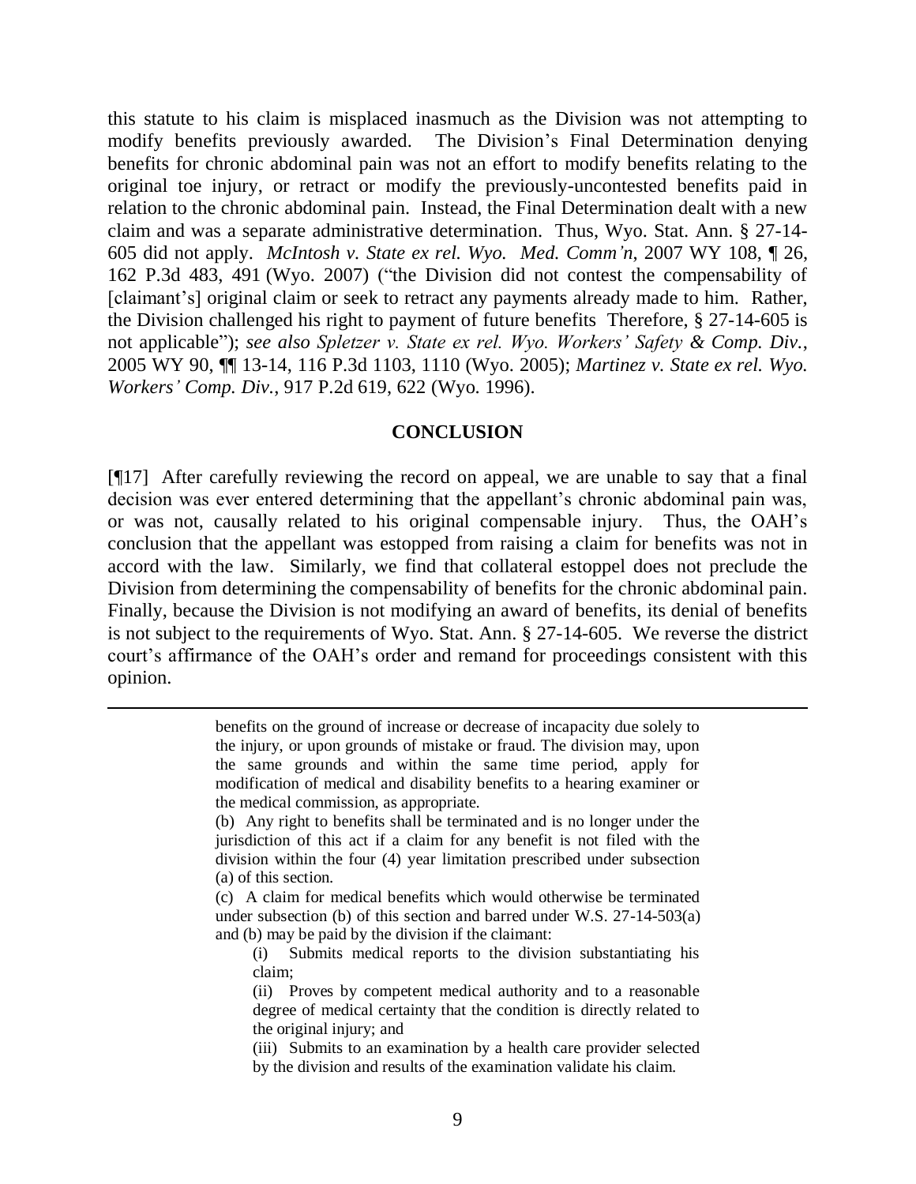this statute to his claim is misplaced inasmuch as the Division was not attempting to modify benefits previously awarded. The Division's Final Determination denying benefits for chronic abdominal pain was not an effort to modify benefits relating to the original toe injury, or retract or modify the previously-uncontested benefits paid in relation to the chronic abdominal pain. Instead, the Final Determination dealt with a new claim and was a separate administrative determination. Thus, Wyo. Stat. Ann. § 27-14-605 did not apply. *McIntosh v. State ex rel. Wyo. Med. Comm'n*, 2007 WY 108, ¶ 26, 162 P.3d 483, 491 (Wyo. 2007) ("the Division did not contest the compensability of [claimant's] original claim or seek to retract any payments already made to him. Rather, the Division challenged his right to payment of future benefits Therefore, § 27-14-605 is not applicable"); *see also Spletzer v. State ex rel. Wyo. Workers' Safety & Comp. Div.*, 2005 WY 90, ¶¶ 13-14, 116 P.3d 1103, 1110 (Wyo. 2005); *Martinez v. State ex rel. Wyo. Workers' Comp. Div.*, 917 P.2d 619, 622 (Wyo. 1996).

## CONCLUSION

[¶17] After carefully reviewing the record on appeal, we are unable to say that a final decision was ever entered determining that the appellant's chronic abdominal pain was, or was not, causally related to his original compensable injury. Thus, the OAH's conclusion that the appellant was estopped from raising a claim for benefits was not in accord with the law. Similarly, we find that collateral estoppel does not preclude the Division from determining the compensability of benefits for the chronic abdominal pain. Finally, because the Division is not modifying an award of benefits, its denial of benefits is not subject to the requirements of Wyo. Stat. Ann. § 27-14-605. We reverse the district court's affirmance of the OAH's order and remand for proceedings consistent with this opinion.

---

> benefits on the ground of increase or decrease of incapacity due solely to the injury, or upon grounds of mistake or fraud. The division may, upon the same grounds and within the same time period, apply for modification of medical and disability benefits to a hearing examiner or the medical commission, as appropriate.
>
> (b) Any right to benefits shall be terminated and is no longer under the jurisdiction of this act if a claim for any benefit is not filed with the division within the four (4) year limitation prescribed under subsection (a) of this section.
>
> (c) A claim for medical benefits which would otherwise be terminated under subsection (b) of this section and barred under W.S. 27-14-503(a) and (b) may be paid by the division if the claimant:
>
> (i) Submits medical reports to the division substantiating his claim;
>
> (ii) Proves by competent medical authority and to a reasonable degree of medical certainty that the condition is directly related to the original injury; and
>
> (iii) Submits to an examination by a health care provider selected by the division and results of the examination validate his claim.